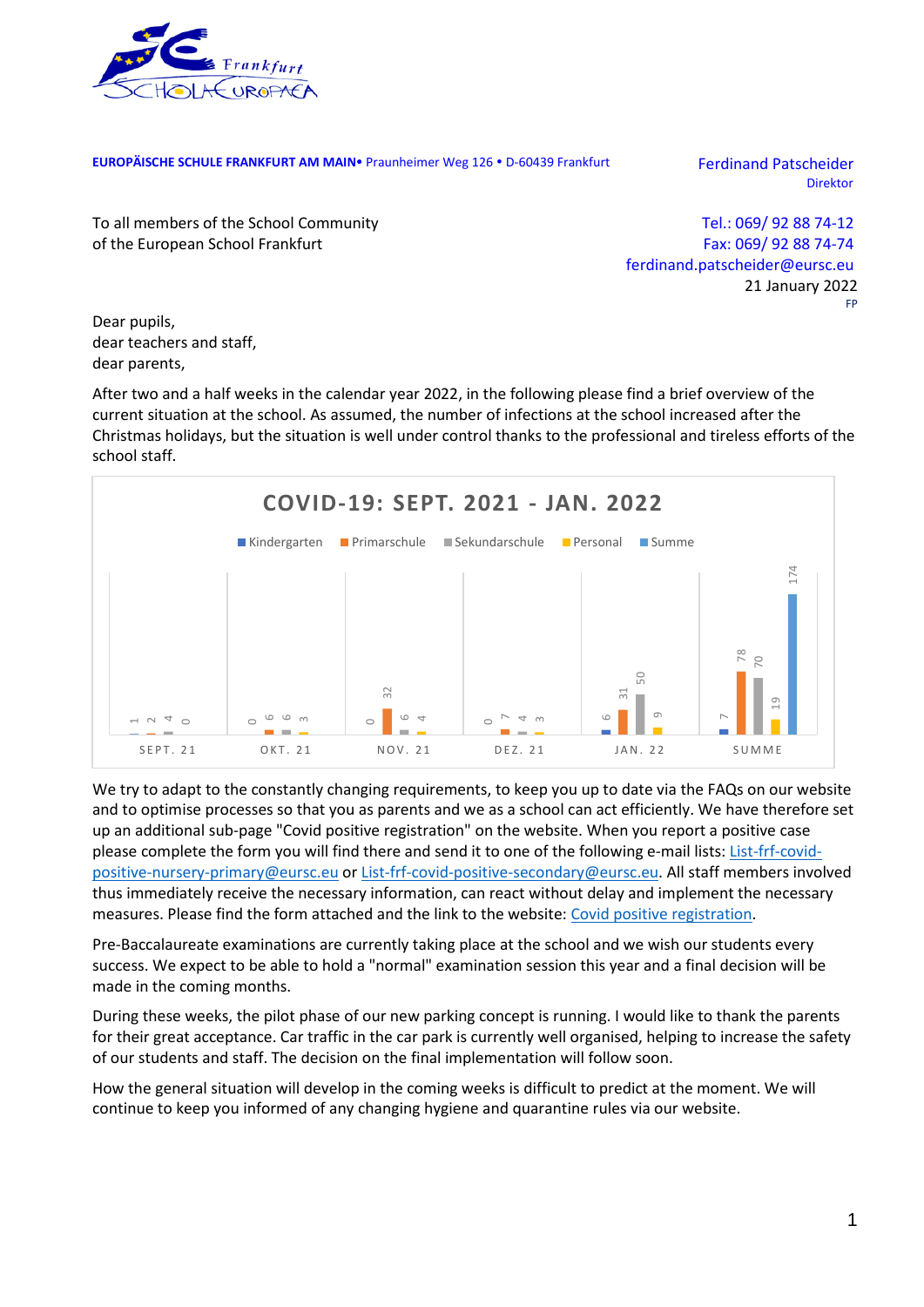**EUROPÄISCHE SCHULE FRANKFURT AM MAIN•** Praunheimer Weg 126 • D-60439 Frankfurt

Ferdinand Patscheider
Direktor

To all members of the School Community
of the European School Frankfurt

Tel.: 069/ 92 88 74-12
Fax: 069/ 92 88 74-74
ferdinand.patscheider@eursc.eu

21 January 2022
FP

Dear pupils,
dear teachers and staff,
dear parents,

After two and a half weeks in the calendar year 2022, in the following please find a brief overview of the current situation at the school. As assumed, the number of infections at the school increased after the Christmas holidays, but the situation is well under control thanks to the professional and tireless efforts of the school staff.

**COVID-19: SEPT. 2021 - JAN. 2022**

| | Kindergarten | Primarschule | Sekundarschule | Personal | Summe |
|---|---|---|---|---|---|
| SEPT. 21 | 1 | 2 | 4 | 0 | |
| OKT. 21 | 0 | 6 | 6 | 3 | |
| NOV. 21 | 0 | 32 | 6 | 4 | |
| DEZ. 21 | 0 | 7 | 4 | 3 | |
| JAN. 22 | 6 | 31 | 50 | 9 | |
| SUMME | 7 | 78 | 70 | 19 | 174 |

We try to adapt to the constantly changing requirements, to keep you up to date via the FAQs on our website and to optimise processes so that you as parents and we as a school can act efficiently. We have therefore set up an additional sub-page "Covid positive registration" on the website. When you report a positive case please complete the form you will find there and send it to one of the following e-mail lists: List-frf-covid-positive-nursery-primary@eursc.eu or List-frf-covid-positive-secondary@eursc.eu. All staff members involved thus immediately receive the necessary information, can react without delay and implement the necessary measures. Please find the form attached and the link to the website: Covid positive registration.

Pre-Baccalaureate examinations are currently taking place at the school and we wish our students every success. We expect to be able to hold a "normal" examination session this year and a final decision will be made in the coming months.

During these weeks, the pilot phase of our new parking concept is running. I would like to thank the parents for their great acceptance. Car traffic in the car park is currently well organised, helping to increase the safety of our students and staff. The decision on the final implementation will follow soon.

How the general situation will develop in the coming weeks is difficult to predict at the moment. We will continue to keep you informed of any changing hygiene and quarantine rules via our website.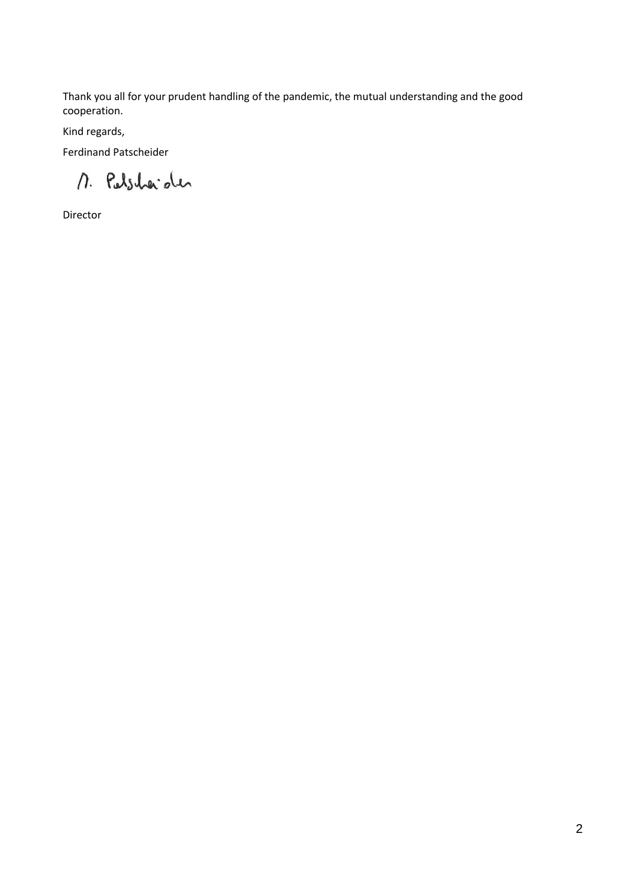Thank you all for your prudent handling of the pandemic, the mutual understanding and the good cooperation.

Kind regards,

Ferdinand Patscheider

Director